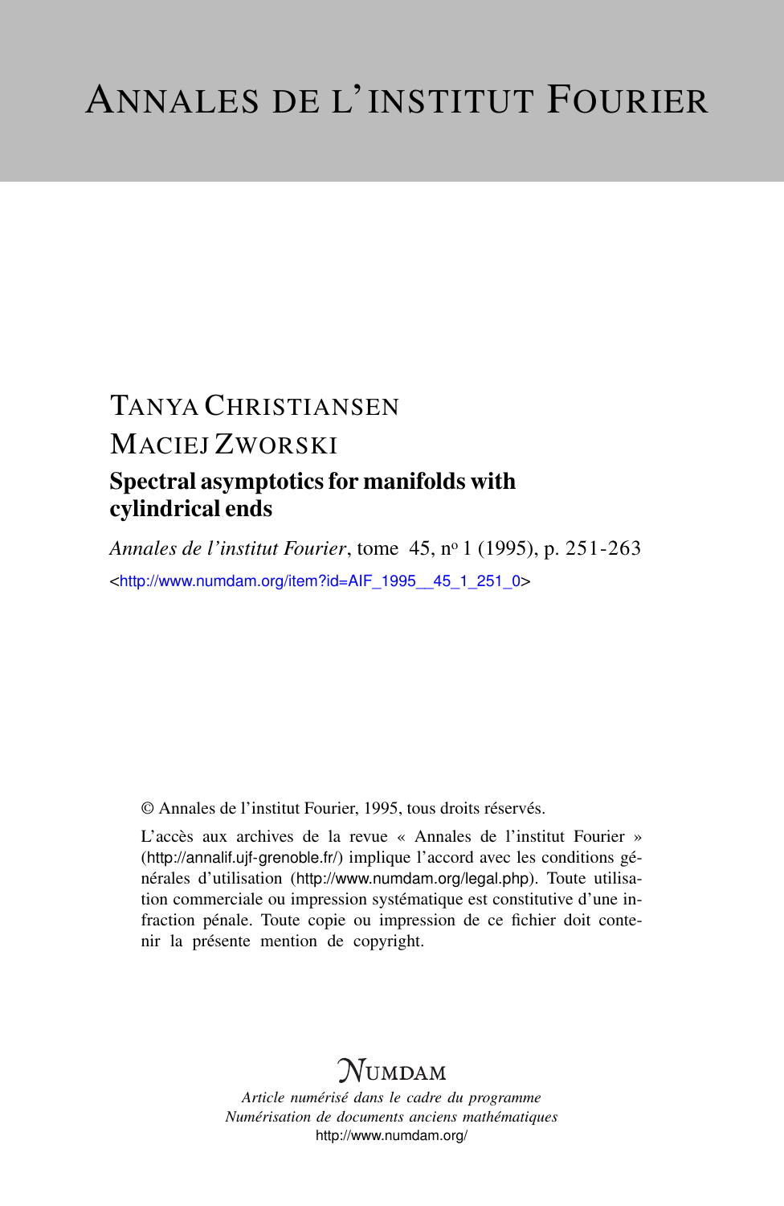# ANNALES DE L'INSTITUT FOURIER

TANYA CHRISTIANSEN

MACIEJ ZWORSKI

## Spectral asymptotics for manifolds with cylindrical ends

*Annales de l'institut Fourier*, tome 45, n° 1 (1995), p. 251-263

<http://www.numdam.org/item?id=AIF_1995__45_1_251_0>

© Annales de l'institut Fourier, 1995, tous droits réservés.

L'accès aux archives de la revue « Annales de l'institut Fourier » (http://annalif.ujf-grenoble.fr/) implique l'accord avec les conditions générales d'utilisation (http://www.numdam.org/legal.php). Toute utilisation commerciale ou impression systématique est constitutive d'une infraction pénale. Toute copie ou impression de ce fichier doit contenir la présente mention de copyright.

NUMDAM

*Article numérisé dans le cadre du programme*
*Numérisation de documents anciens mathématiques*
http://www.numdam.org/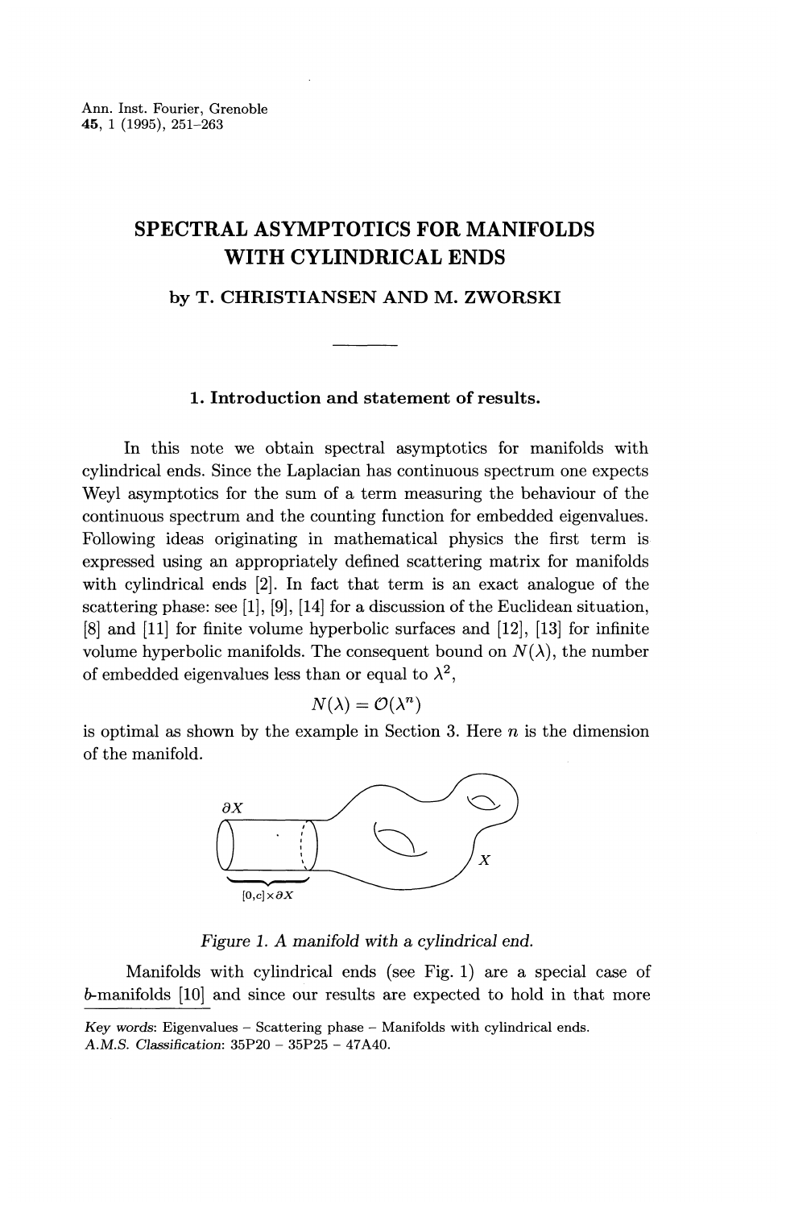# SPECTRAL ASYMPTOTICS FOR MANIFOLDS WITH CYLINDRICAL ENDS

**by T. CHRISTIANSEN AND M. ZWORSKI**

## 1. Introduction and statement of results.

In this note we obtain spectral asymptotics for manifolds with cylindrical ends. Since the Laplacian has continuous spectrum one expects Weyl asymptotics for the sum of a term measuring the behaviour of the continuous spectrum and the counting function for embedded eigenvalues. Following ideas originating in mathematical physics the first term is expressed using an appropriately defined scattering matrix for manifolds with cylindrical ends [2]. In fact that term is an exact analogue of the scattering phase: see [1], [9], [14] for a discussion of the Euclidean situation, [8] and [11] for finite volume hyperbolic surfaces and [12], [13] for infinite volume hyperbolic manifolds. The consequent bound on $N(\lambda)$, the number of embedded eigenvalues less than or equal to $\lambda^2$,

$$N(\lambda) = \mathcal{O}(\lambda^n)$$

is optimal as shown by the example in Section 3. Here $n$ is the dimension of the manifold.

*Figure 1. A manifold with a cylindrical end.*

Manifolds with cylindrical ends (see Fig. 1) are a special case of b-manifolds [10] and since our results are expected to hold in that more

*Key words*: Eigenvalues – Scattering phase – Manifolds with cylindrical ends.
*A.M.S. Classification*: 35P20 – 35P25 – 47A40.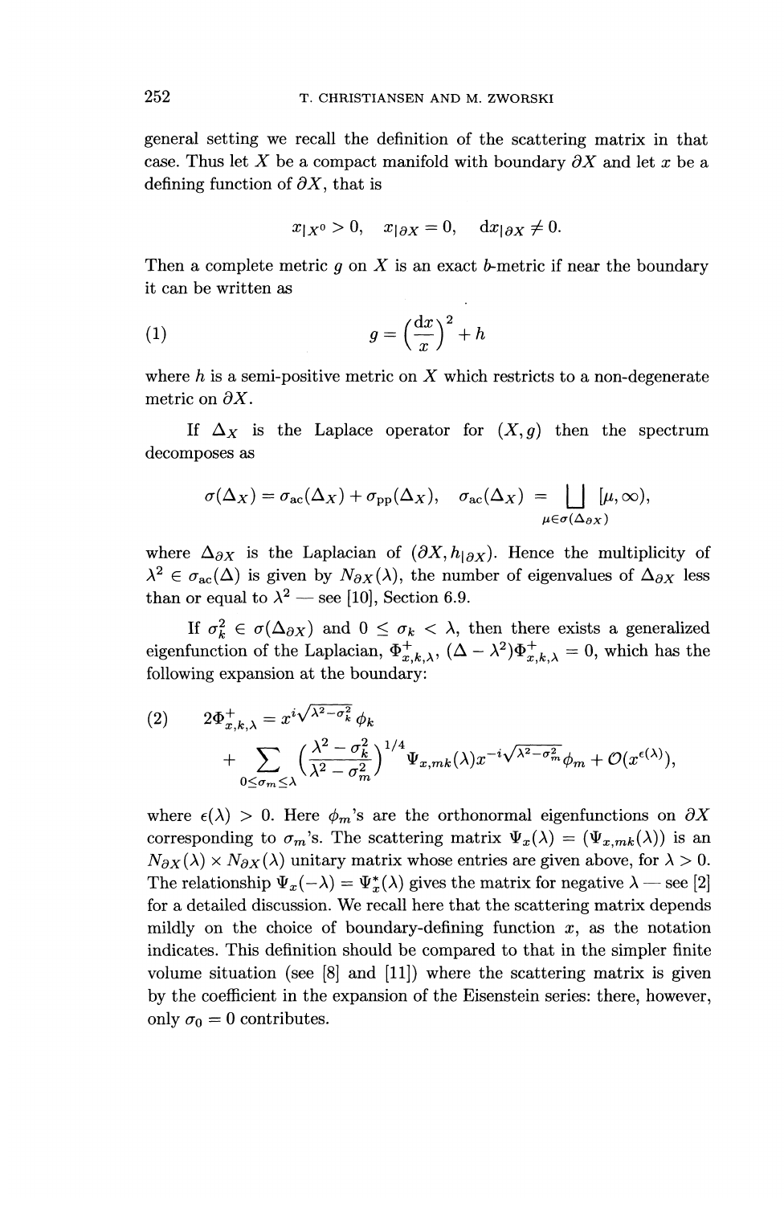general setting we recall the definition of the scattering matrix in that case. Thus let $X$ be a compact manifold with boundary $\partial X$ and let $x$ be a defining function of $\partial X$, that is

$$x_{|X^o} > 0, \quad x_{|\partial X} = 0, \quad \mathrm{d}x_{|\partial X} \neq 0.$$

Then a complete metric $g$ on $X$ is an exact $b$-metric if near the boundary it can be written as

$$g = \left(\frac{\mathrm{d}x}{x}\right)^2 + h \tag{1}$$

where $h$ is a semi-positive metric on $X$ which restricts to a non-degenerate metric on $\partial X$.

If $\Delta_X$ is the Laplace operator for $(X, g)$ then the spectrum decomposes as

$$\sigma(\Delta_X) = \sigma_{\mathrm{ac}}(\Delta_X) + \sigma_{\mathrm{pp}}(\Delta_X), \quad \sigma_{\mathrm{ac}}(\Delta_X) = \bigsqcup_{\mu \in \sigma(\Delta_{\partial X})} [\mu, \infty),$$

where $\Delta_{\partial X}$ is the Laplacian of $(\partial X, h_{|\partial X})$. Hence the multiplicity of $\lambda^2 \in \sigma_{\mathrm{ac}}(\Delta)$ is given by $N_{\partial X}(\lambda)$, the number of eigenvalues of $\Delta_{\partial X}$ less than or equal to $\lambda^2$ — see [10], Section 6.9.

If $\sigma_k^2 \in \sigma(\Delta_{\partial X})$ and $0 \leq \sigma_k < \lambda$, then there exists a generalized eigenfunction of the Laplacian, $\Phi^+_{x,k,\lambda}$, $(\Delta - \lambda^2)\Phi^+_{x,k,\lambda} = 0$, which has the following expansion at the boundary:

$$\begin{aligned} 2\Phi^+_{x,k,\lambda} &= x^{i\sqrt{\lambda^2 - \sigma_k^2}}\phi_k \\ &+ \sum_{0 \leq \sigma_m \leq \lambda} \left(\frac{\lambda^2 - \sigma_k^2}{\lambda^2 - \sigma_m^2}\right)^{1/4} \Psi_{x,mk}(\lambda) x^{-i\sqrt{\lambda^2 - \sigma_m^2}}\phi_m + \mathcal{O}(x^{\epsilon(\lambda)}), \end{aligned} \tag{2}$$

where $\epsilon(\lambda) > 0$. Here $\phi_m$'s are the orthonormal eigenfunctions on $\partial X$ corresponding to $\sigma_m$'s. The scattering matrix $\Psi_x(\lambda) = (\Psi_{x,mk}(\lambda))$ is an $N_{\partial X}(\lambda) \times N_{\partial X}(\lambda)$ unitary matrix whose entries are given above, for $\lambda > 0$. The relationship $\Psi_x(-\lambda) = \Psi_x^*(\lambda)$ gives the matrix for negative $\lambda$ — see [2] for a detailed discussion. We recall here that the scattering matrix depends mildly on the choice of boundary-defining function $x$, as the notation indicates. This definition should be compared to that in the simpler finite volume situation (see [8] and [11]) where the scattering matrix is given by the coefficient in the expansion of the Eisenstein series: there, however, only $\sigma_0 = 0$ contributes.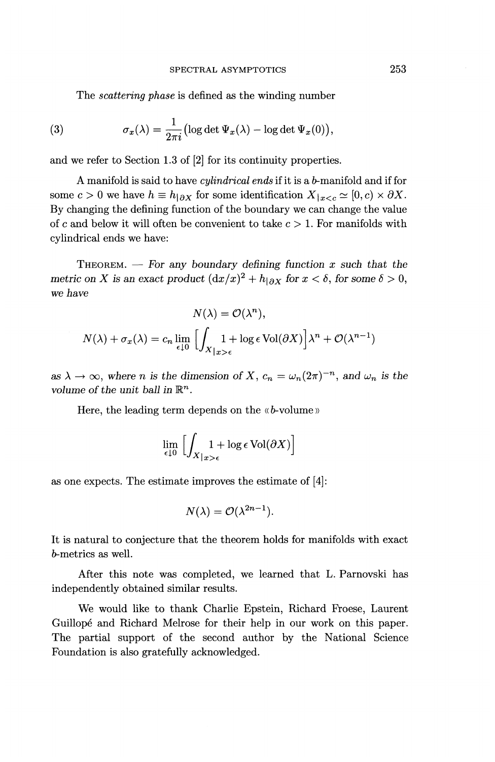The *scattering phase* is defined as the winding number

$$\sigma_x(\lambda) = \frac{1}{2\pi i}\big(\log \det \Psi_x(\lambda) - \log \det \Psi_x(0)\big), \tag{3}$$

and we refer to Section 1.3 of [2] for its continuity properties.

A manifold is said to have *cylindrical ends* if it is a $b$-manifold and if for some $c > 0$ we have $h \equiv h_{|\partial X}$ for some identification $X_{|x<c} \simeq [0, c) \times \partial X$. By changing the defining function of the boundary we can change the value of $c$ and below it will often be convenient to take $c > 1$. For manifolds with cylindrical ends we have:

THEOREM. — *For any boundary defining function $x$ such that the metric on $X$ is an exact product $(\mathrm{d}x/x)^2 + h_{|\partial X}$ for $x < \delta$, for some $\delta > 0$, we have*

$$N(\lambda) = \mathcal{O}(\lambda^n),$$

$$N(\lambda) + \sigma_x(\lambda) = c_n \lim_{\epsilon \downarrow 0} \Big[\int_{X_{|x>\epsilon}} 1 + \log \epsilon \operatorname{Vol}(\partial X)\Big]\lambda^n + \mathcal{O}(\lambda^{n-1})$$

*as $\lambda \to \infty$, where $n$ is the dimension of $X$, $c_n = \omega_n (2\pi)^{-n}$, and $\omega_n$ is the volume of the unit ball in $\mathbb{R}^n$.*

Here, the leading term depends on the « $b$-volume »

$$\lim_{\epsilon \downarrow 0} \Big[\int_{X_{|x>\epsilon}} 1 + \log \epsilon \operatorname{Vol}(\partial X)\Big]$$

as one expects. The estimate improves the estimate of [4]:

$$N(\lambda) = \mathcal{O}(\lambda^{2n-1}).$$

It is natural to conjecture that the theorem holds for manifolds with exact $b$-metrics as well.

After this note was completed, we learned that L. Parnovski has independently obtained similar results.

We would like to thank Charlie Epstein, Richard Froese, Laurent Guillopé and Richard Melrose for their help in our work on this paper. The partial support of the second author by the National Science Foundation is also gratefully acknowledged.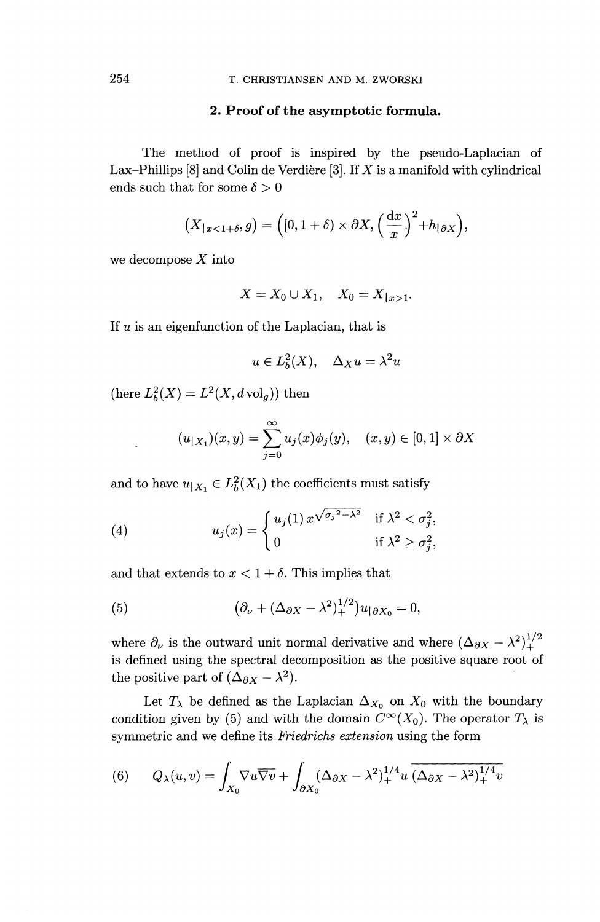## 2. Proof of the asymptotic formula.

The method of proof is inspired by the pseudo-Laplacian of Lax–Phillips [8] and Colin de Verdière [3]. If $X$ is a manifold with cylindrical ends such that for some $\delta > 0$

$$\left(X_{|x<1+\delta}, g\right) = \left([0, 1+\delta) \times \partial X, \left(\frac{dx}{x}\right)^2 + h_{|\partial X}\right),$$

we decompose $X$ into

$$X = X_0 \cup X_1, \quad X_0 = X_{|x>1}.$$

If $u$ is an eigenfunction of the Laplacian, that is

$$u \in L^2_b(X), \quad \Delta_X u = \lambda^2 u$$

(here $L^2_b(X) = L^2(X, d\,\mathrm{vol}_g)$) then

$$(u_{|X_1})(x, y) = \sum_{j=0}^{\infty} u_j(x)\phi_j(y), \quad (x, y) \in [0, 1] \times \partial X$$

and to have $u_{|X_1} \in L^2_b(X_1)$ the coefficients must satisfy

$$u_j(x) = \begin{cases} u_j(1)\, x^{\sqrt{\sigma_j{}^2 - \lambda^2}} & \text{if } \lambda^2 < \sigma_j^2, \\ 0 & \text{if } \lambda^2 \geq \sigma_j^2, \end{cases} \tag{4}$$

and that extends to $x < 1 + \delta$. This implies that

$$(\partial_\nu + (\Delta_{\partial X} - \lambda^2)_+^{1/2}) u_{|\partial X_0} = 0, \tag{5}$$

where $\partial_\nu$ is the outward unit normal derivative and where $(\Delta_{\partial X} - \lambda^2)_+^{1/2}$ is defined using the spectral decomposition as the positive square root of the positive part of $(\Delta_{\partial X} - \lambda^2)$.

Let $T_\lambda$ be defined as the Laplacian $\Delta_{X_0}$ on $X_0$ with the boundary condition given by (5) and with the domain $C^\infty(X_0)$. The operator $T_\lambda$ is symmetric and we define its *Friedrichs extension* using the form

$$Q_\lambda(u, v) = \int_{X_0} \nabla u \overline{\nabla v} + \int_{\partial X_0} (\Delta_{\partial X} - \lambda^2)_+^{1/4} u \, \overline{(\Delta_{\partial X} - \lambda^2)_+^{1/4} v} \tag{6}$$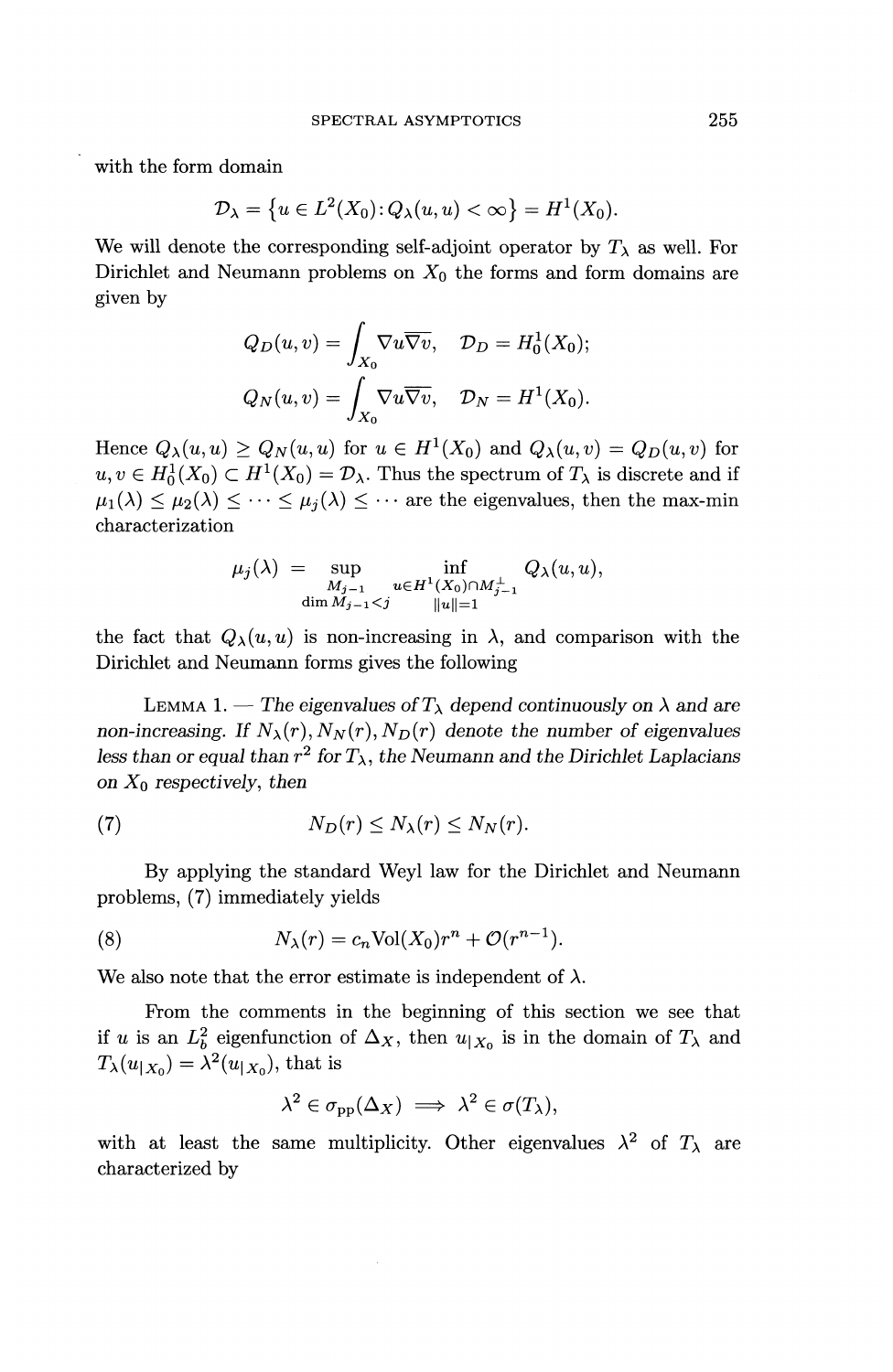with the form domain

$$\mathcal{D}_\lambda = \left\{u \in L^2(X_0) : Q_\lambda(u,u) < \infty\right\} = H^1(X_0).$$

We will denote the corresponding self-adjoint operator by $T_\lambda$ as well. For Dirichlet and Neumann problems on $X_0$ the forms and form domains are given by

$$Q_D(u,v) = \int_{X_0} \nabla u \overline{\nabla v}, \quad \mathcal{D}_D = H_0^1(X_0);$$

$$Q_N(u,v) = \int_{X_0} \nabla u \overline{\nabla v}, \quad \mathcal{D}_N = H^1(X_0).$$

Hence $Q_\lambda(u,u) \geq Q_N(u,u)$ for $u \in H^1(X_0)$ and $Q_\lambda(u,v) = Q_D(u,v)$ for $u, v \in H_0^1(X_0) \subset H^1(X_0) = \mathcal{D}_\lambda$. Thus the spectrum of $T_\lambda$ is discrete and if $\mu_1(\lambda) \leq \mu_2(\lambda) \leq \cdots \leq \mu_j(\lambda) \leq \cdots$ are the eigenvalues, then the max-min characterization

$$\mu_j(\lambda) = \sup_{\substack{M_{j-1} \\ \dim M_{j-1} < j}} \inf_{\substack{u \in H^1(X_0) \cap M_{j-1}^\perp \\ \|u\|=1}} Q_\lambda(u,u),$$

the fact that $Q_\lambda(u,u)$ is non-increasing in $\lambda$, and comparison with the Dirichlet and Neumann forms gives the following

LEMMA 1. — *The eigenvalues of $T_\lambda$ depend continuously on $\lambda$ and are non-increasing. If $N_\lambda(r), N_N(r), N_D(r)$ denote the number of eigenvalues less than or equal than $r^2$ for $T_\lambda$, the Neumann and the Dirichlet Laplacians on $X_0$ respectively, then*

$$N_D(r) \leq N_\lambda(r) \leq N_N(r). \tag{7}$$

By applying the standard Weyl law for the Dirichlet and Neumann problems, (7) immediately yields

$$N_\lambda(r) = c_n \mathrm{Vol}(X_0) r^n + \mathcal{O}(r^{n-1}). \tag{8}$$

We also note that the error estimate is independent of $\lambda$.

From the comments in the beginning of this section we see that if $u$ is an $L_b^2$ eigenfunction of $\Delta_X$, then $u_{|X_0}$ is in the domain of $T_\lambda$ and $T_\lambda(u_{|X_0}) = \lambda^2(u_{|X_0})$, that is

$$\lambda^2 \in \sigma_{\mathrm{pp}}(\Delta_X) \implies \lambda^2 \in \sigma(T_\lambda),$$

with at least the same multiplicity. Other eigenvalues $\lambda^2$ of $T_\lambda$ are characterized by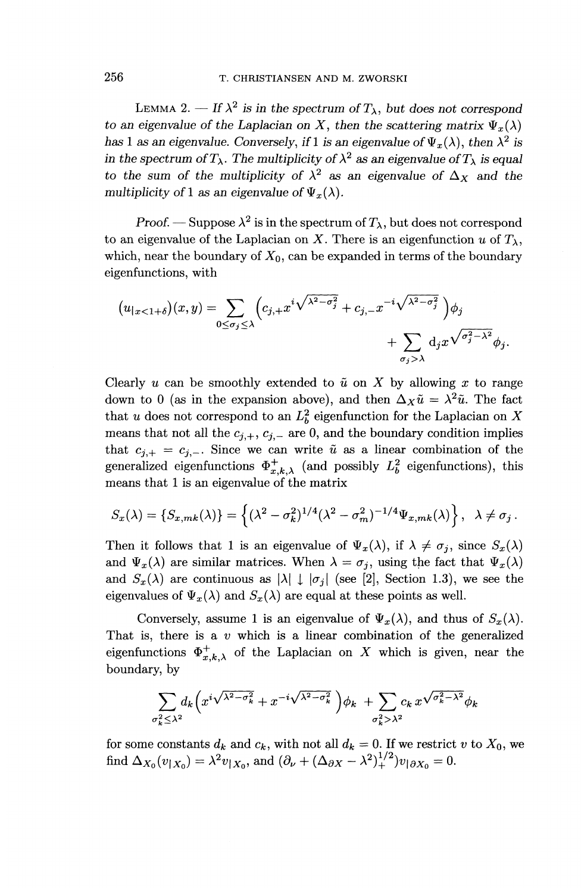LEMMA 2. — *If $\lambda^2$ is in the spectrum of $T_\lambda$, but does not correspond to an eigenvalue of the Laplacian on $X$, then the scattering matrix $\Psi_x(\lambda)$ has 1 as an eigenvalue. Conversely, if 1 is an eigenvalue of $\Psi_x(\lambda)$, then $\lambda^2$ is in the spectrum of $T_\lambda$. The multiplicity of $\lambda^2$ as an eigenvalue of $T_\lambda$ is equal to the sum of the multiplicity of $\lambda^2$ as an eigenvalue of $\Delta_X$ and the multiplicity of 1 as an eigenvalue of $\Psi_x(\lambda)$.*

*Proof.* — Suppose $\lambda^2$ is in the spectrum of $T_\lambda$, but does not correspond to an eigenvalue of the Laplacian on $X$. There is an eigenfunction $u$ of $T_\lambda$, which, near the boundary of $X_0$, can be expanded in terms of the boundary eigenfunctions, with

$$(u_{|x<1+\delta})(x,y) = \sum_{0\leq\sigma_j\leq\lambda} \left(c_{j,+}x^{i\sqrt{\lambda^2-\sigma_j^2}} + c_{j,-}x^{-i\sqrt{\lambda^2-\sigma_j^2}}\right)\phi_j + \sum_{\sigma_j>\lambda} d_j x^{\sqrt{\sigma_j^2-\lambda^2}}\phi_j.$$

Clearly $u$ can be smoothly extended to $\tilde{u}$ on $X$ by allowing $x$ to range down to 0 (as in the expansion above), and then $\Delta_X\tilde{u} = \lambda^2\tilde{u}$. The fact that $u$ does not correspond to an $L^2_b$ eigenfunction for the Laplacian on $X$ means that not all the $c_{j,+}$, $c_{j,-}$ are 0, and the boundary condition implies that $c_{j,+} = c_{j,-}$. Since we can write $\tilde{u}$ as a linear combination of the generalized eigenfunctions $\Phi^+_{x,k,\lambda}$ (and possibly $L^2_b$ eigenfunctions), this means that 1 is an eigenvalue of the matrix

$$S_x(\lambda) = \{S_{x,mk}(\lambda)\} = \left\{(\lambda^2-\sigma_k^2)^{1/4}(\lambda^2-\sigma_m^2)^{-1/4}\Psi_{x,mk}(\lambda)\right\},\ \ \lambda \neq \sigma_j\,.$$

Then it follows that 1 is an eigenvalue of $\Psi_x(\lambda)$, if $\lambda\neq\sigma_j$, since $S_x(\lambda)$ and $\Psi_x(\lambda)$ are similar matrices. When $\lambda = \sigma_j$, using the fact that $\Psi_x(\lambda)$ and $S_x(\lambda)$ are continuous as $|\lambda| \downarrow |\sigma_j|$ (see [2], Section 1.3), we see the eigenvalues of $\Psi_x(\lambda)$ and $S_x(\lambda)$ are equal at these points as well.

Conversely, assume 1 is an eigenvalue of $\Psi_x(\lambda)$, and thus of $S_x(\lambda)$. That is, there is a $v$ which is a linear combination of the generalized eigenfunctions $\Phi^+_{x,k,\lambda}$ of the Laplacian on $X$ which is given, near the boundary, by

$$\sum_{\sigma_k^2\leq\lambda^2} d_k\left(x^{i\sqrt{\lambda^2-\sigma_k^2}} + x^{-i\sqrt{\lambda^2-\sigma_k^2}}\right)\phi_k + \sum_{\sigma_k^2>\lambda^2} c_k\, x^{\sqrt{\sigma_k^2-\lambda^2}}\phi_k$$

for some constants $d_k$ and $c_k$, with not all $d_k = 0$. If we restrict $v$ to $X_0$, we find $\Delta_{X_0}(v_{|X_0}) = \lambda^2 v_{|X_0}$, and $(\partial_\nu + (\Delta_{\partial X}-\lambda^2)_+^{1/2})v_{|\partial X_0} = 0$.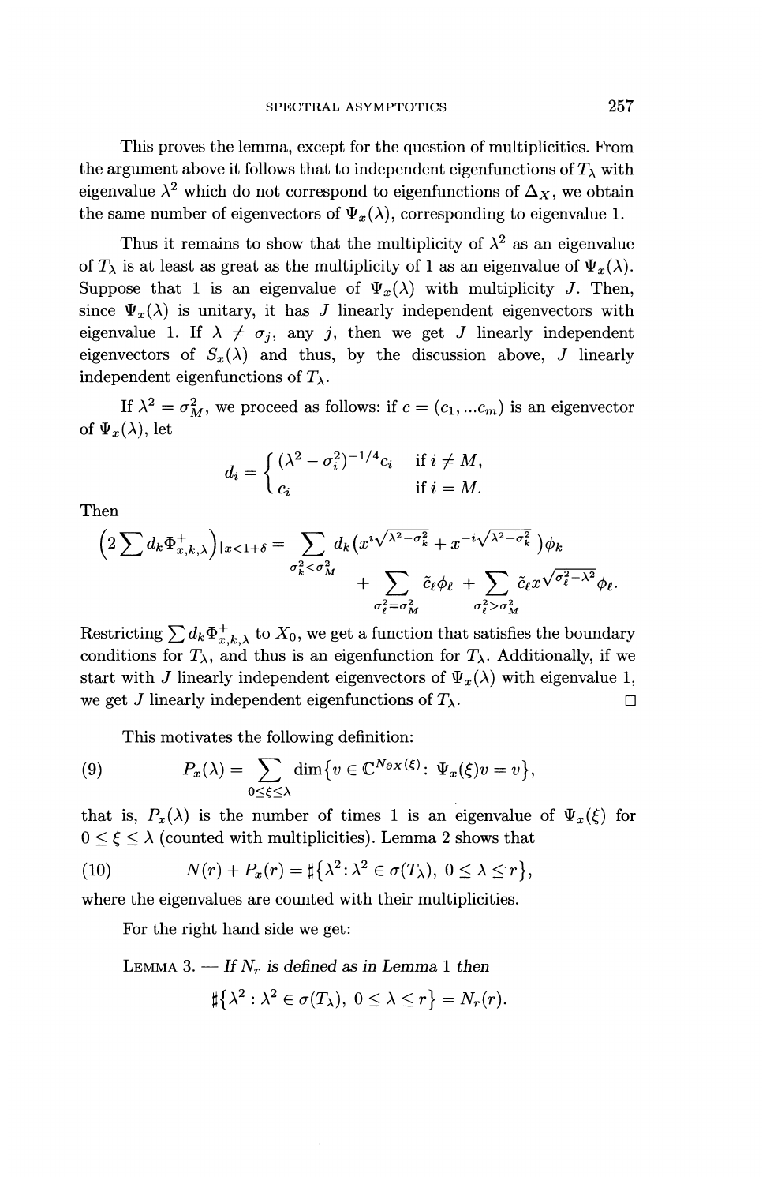This proves the lemma, except for the question of multiplicities. From the argument above it follows that to independent eigenfunctions of $T_\lambda$ with eigenvalue $\lambda^2$ which do not correspond to eigenfunctions of $\Delta_X$, we obtain the same number of eigenvectors of $\Psi_x(\lambda)$, corresponding to eigenvalue 1.

Thus it remains to show that the multiplicity of $\lambda^2$ as an eigenvalue of $T_\lambda$ is at least as great as the multiplicity of 1 as an eigenvalue of $\Psi_x(\lambda)$. Suppose that 1 is an eigenvalue of $\Psi_x(\lambda)$ with multiplicity $J$. Then, since $\Psi_x(\lambda)$ is unitary, it has $J$ linearly independent eigenvectors with eigenvalue 1. If $\lambda \neq \sigma_j$, any $j$, then we get $J$ linearly independent eigenvectors of $S_x(\lambda)$ and thus, by the discussion above, $J$ linearly independent eigenfunctions of $T_\lambda$.

If $\lambda^2 = \sigma_M^2$, we proceed as follows: if $c = (c_1, \ldots c_m)$ is an eigenvector of $\Psi_x(\lambda)$, let

$$d_i = \begin{cases} (\lambda^2 - \sigma_i^2)^{-1/4} c_i & \text{if } i \neq M, \\ c_i & \text{if } i = M. \end{cases}$$

Then

$$\Big(2 \sum d_k \Phi^+_{x,k,\lambda}\Big)_{|x<1+\delta} = \sum_{\sigma_k^2 < \sigma_M^2} d_k \big(x^{i\sqrt{\lambda^2-\sigma_k^2}} + x^{-i\sqrt{\lambda^2-\sigma_k^2}}\big)\phi_k + \sum_{\sigma_\ell^2 = \sigma_M^2} \tilde{c}_\ell \phi_\ell + \sum_{\sigma_\ell^2 > \sigma_M^2} \tilde{c}_\ell x^{\sqrt{\sigma_\ell^2 - \lambda^2}} \phi_\ell.$$

Restricting $\sum d_k \Phi^+_{x,k,\lambda}$ to $X_0$, we get a function that satisfies the boundary conditions for $T_\lambda$, and thus is an eigenfunction for $T_\lambda$. Additionally, if we start with $J$ linearly independent eigenvectors of $\Psi_x(\lambda)$ with eigenvalue 1, we get $J$ linearly independent eigenfunctions of $T_\lambda$. □

This motivates the following definition:

$$P_x(\lambda) = \sum_{0 \leq \xi \leq \lambda} \dim\{v \in \mathbb{C}^{N_{\partial X}(\xi)} : \Psi_x(\xi)v = v\}, \tag{9}$$

that is, $P_x(\lambda)$ is the number of times 1 is an eigenvalue of $\Psi_x(\xi)$ for $0 \leq \xi \leq \lambda$ (counted with multiplicities). Lemma 2 shows that

$$N(r) + P_x(r) = \sharp\{\lambda^2 : \lambda^2 \in \sigma(T_\lambda),\ 0 \leq \lambda \leq r\}, \tag{10}$$

where the eigenvalues are counted with their multiplicities.

For the right hand side we get:

LEMMA 3. — *If $N_r$ is defined as in Lemma 1 then*

$$\sharp\{\lambda^2 : \lambda^2 \in \sigma(T_\lambda),\ 0 \leq \lambda \leq r\} = N_r(r).$$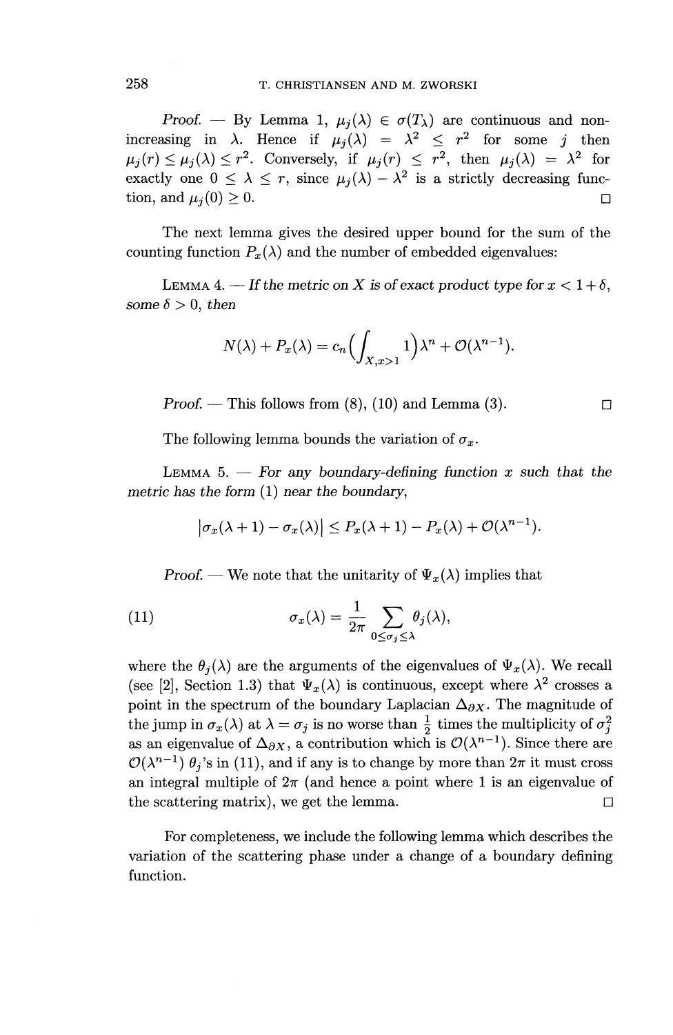*Proof.* — By Lemma 1, $\mu_j(\lambda) \in \sigma(T_\lambda)$ are continuous and non-increasing in $\lambda$. Hence if $\mu_j(\lambda) = \lambda^2 \leq r^2$ for some $j$ then $\mu_j(r) \leq \mu_j(\lambda) \leq r^2$. Conversely, if $\mu_j(r) \leq r^2$, then $\mu_j(\lambda) = \lambda^2$ for exactly one $0 \leq \lambda \leq r$, since $\mu_j(\lambda) - \lambda^2$ is a strictly decreasing function, and $\mu_j(0) \geq 0$. □

The next lemma gives the desired upper bound for the sum of the counting function $P_x(\lambda)$ and the number of embedded eigenvalues:

LEMMA 4. — *If the metric on $X$ is of exact product type for $x < 1 + \delta$, some $\delta > 0$, then*

$$N(\lambda) + P_x(\lambda) = c_n \Big( \int_{X, x>1} 1 \Big) \lambda^n + \mathcal{O}(\lambda^{n-1}).$$

*Proof.* — This follows from (8), (10) and Lemma (3). □

The following lemma bounds the variation of $\sigma_x$.

LEMMA 5. — *For any boundary-defining function $x$ such that the metric has the form* (1) *near the boundary,*

$$\big|\sigma_x(\lambda + 1) - \sigma_x(\lambda)\big| \leq P_x(\lambda + 1) - P_x(\lambda) + \mathcal{O}(\lambda^{n-1}).$$

*Proof.* — We note that the unitarity of $\Psi_x(\lambda)$ implies that

$$\sigma_x(\lambda) = \frac{1}{2\pi} \sum_{0 \leq \sigma_j \leq \lambda} \theta_j(\lambda), \tag{11}$$

where the $\theta_j(\lambda)$ are the arguments of the eigenvalues of $\Psi_x(\lambda)$. We recall (see [2], Section 1.3) that $\Psi_x(\lambda)$ is continuous, except where $\lambda^2$ crosses a point in the spectrum of the boundary Laplacian $\Delta_{\partial X}$. The magnitude of the jump in $\sigma_x(\lambda)$ at $\lambda = \sigma_j$ is no worse than $\frac{1}{2}$ times the multiplicity of $\sigma_j^2$ as an eigenvalue of $\Delta_{\partial X}$, a contribution which is $\mathcal{O}(\lambda^{n-1})$. Since there are $\mathcal{O}(\lambda^{n-1})$ $\theta_j$'s in (11), and if any is to change by more than $2\pi$ it must cross an integral multiple of $2\pi$ (and hence a point where 1 is an eigenvalue of the scattering matrix), we get the lemma. □

For completeness, we include the following lemma which describes the variation of the scattering phase under a change of a boundary defining function.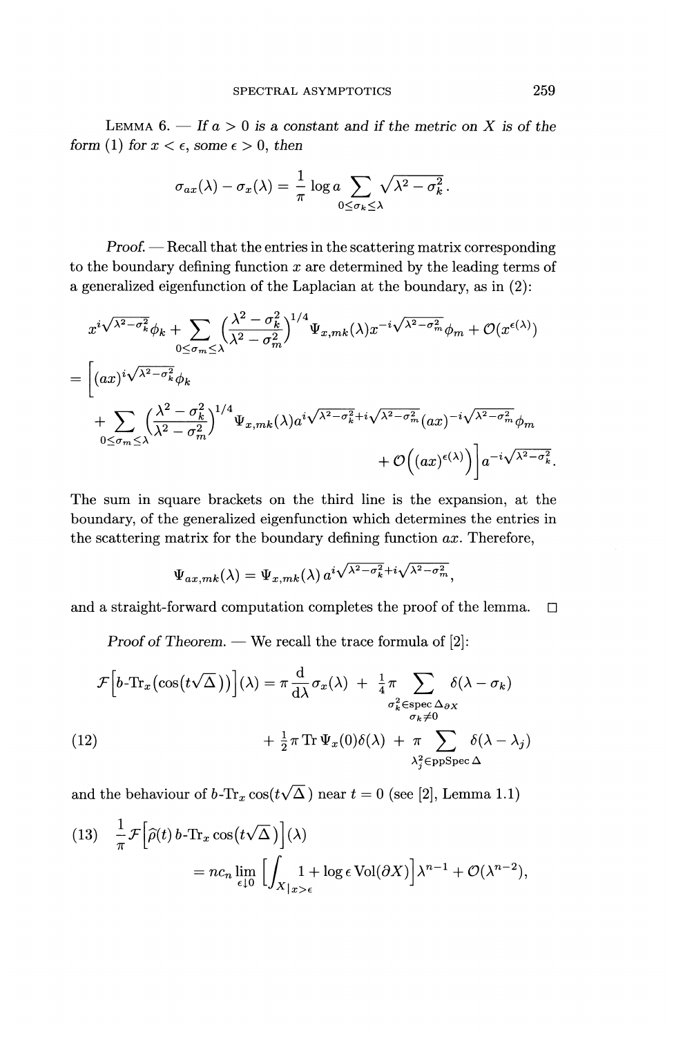LEMMA 6. — *If $a > 0$ is a constant and if the metric on $X$ is of the form (1) for $x < \epsilon$, some $\epsilon > 0$, then*

$$\sigma_{ax}(\lambda) - \sigma_x(\lambda) = \frac{1}{\pi}\log a \sum_{0\leq\sigma_k\leq\lambda} \sqrt{\lambda^2 - \sigma_k^2}.$$

*Proof.* — Recall that the entries in the scattering matrix corresponding to the boundary defining function $x$ are determined by the leading terms of a generalized eigenfunction of the Laplacian at the boundary, as in (2):

$$\begin{aligned}
&x^{i\sqrt{\lambda^2-\sigma_k^2}}\phi_k + \sum_{0\leq\sigma_m\leq\lambda}\Big(\frac{\lambda^2-\sigma_k^2}{\lambda^2-\sigma_m^2}\Big)^{1/4}\Psi_{x,mk}(\lambda)x^{-i\sqrt{\lambda^2-\sigma_m^2}}\phi_m + \mathcal{O}(x^{\epsilon(\lambda)}) \\
&= \Big[(ax)^{i\sqrt{\lambda^2-\sigma_k^2}}\phi_k \\
&\quad + \sum_{0\leq\sigma_m\leq\lambda}\Big(\frac{\lambda^2-\sigma_k^2}{\lambda^2-\sigma_m^2}\Big)^{1/4}\Psi_{x,mk}(\lambda)a^{i\sqrt{\lambda^2-\sigma_k^2}+i\sqrt{\lambda^2-\sigma_m^2}}(ax)^{-i\sqrt{\lambda^2-\sigma_m^2}}\phi_m \\
&\qquad\qquad\qquad\qquad + \mathcal{O}\Big((ax)^{\epsilon(\lambda)}\Big)\Big]a^{-i\sqrt{\lambda^2-\sigma_k^2}}.
\end{aligned}$$

The sum in square brackets on the third line is the expansion, at the boundary, of the generalized eigenfunction which determines the entries in the scattering matrix for the boundary defining function $ax$. Therefore,

$$\Psi_{ax,mk}(\lambda) = \Psi_{x,mk}(\lambda)\,a^{i\sqrt{\lambda^2-\sigma_k^2}+i\sqrt{\lambda^2-\sigma_m^2}},$$

and a straight-forward computation completes the proof of the lemma. □

*Proof of Theorem.* — We recall the trace formula of [2]:

$$\begin{aligned}
\mathcal{F}\Big[b\text{-}\mathrm{Tr}_x\big(\cos(t\sqrt{\Delta})\big)\Big](\lambda) &= \pi\frac{\mathrm{d}}{\mathrm{d}\lambda}\sigma_x(\lambda) + \tfrac{1}{4}\pi\sum_{\substack{\sigma_k^2\in\operatorname{spec}\Delta_{\partial X}\\ \sigma_k\neq 0}}\delta(\lambda-\sigma_k) \\
&\quad + \tfrac{1}{2}\pi\operatorname{Tr}\Psi_x(0)\delta(\lambda) + \pi\sum_{\lambda_j^2\in\operatorname{ppSpec}\Delta}\delta(\lambda-\lambda_j)
\end{aligned}\tag{12}$$

and the behaviour of $b\text{-}\mathrm{Tr}_x\cos(t\sqrt{\Delta})$ near $t=0$ (see [2], Lemma 1.1)

$$\begin{aligned}
&\frac{1}{\pi}\mathcal{F}\Big[\widehat{\rho}(t)\,b\text{-}\mathrm{Tr}_x\cos\big(t\sqrt{\Delta}\big)\Big](\lambda) \\
&\qquad = nc_n\lim_{\epsilon\downarrow 0}\Big[\int_{X|x>\epsilon}1 + \log\epsilon\operatorname{Vol}(\partial X)\Big]\lambda^{n-1} + \mathcal{O}(\lambda^{n-2}),
\end{aligned}\tag{13}$$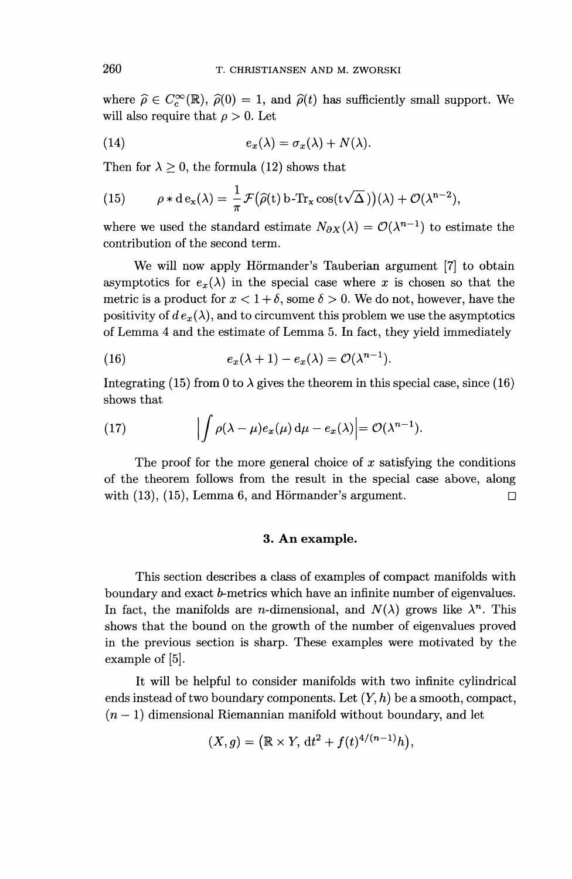where $\widehat{\rho} \in C_c^\infty(\mathbb{R})$, $\widehat{\rho}(0) = 1$, and $\widehat{\rho}(t)$ has sufficiently small support. We will also require that $\rho > 0$. Let

$$e_x(\lambda) = \sigma_x(\lambda) + N(\lambda). \tag{14}$$

Then for $\lambda \geq 0$, the formula (12) shows that

$$\rho * \mathrm{d}\,\mathrm{e_x}(\lambda) = \frac{1}{\pi}\mathcal{F}\big(\widehat{\rho}(\mathrm{t})\,\mathrm{b\text{-}Tr_x}\cos(\mathrm{t}\sqrt{\Delta}\,)\big)(\lambda) + \mathcal{O}(\lambda^{\mathrm{n}-2}), \tag{15}$$

where we used the standard estimate $N_{\partial X}(\lambda) = \mathcal{O}(\lambda^{n-1})$ to estimate the contribution of the second term.

We will now apply Hörmander's Tauberian argument [7] to obtain asymptotics for $e_x(\lambda)$ in the special case where $x$ is chosen so that the metric is a product for $x < 1 + \delta$, some $\delta > 0$. We do not, however, have the positivity of $d\,e_x(\lambda)$, and to circumvent this problem we use the asymptotics of Lemma 4 and the estimate of Lemma 5. In fact, they yield immediately

$$e_x(\lambda + 1) - e_x(\lambda) = \mathcal{O}(\lambda^{n-1}). \tag{16}$$

Integrating (15) from 0 to $\lambda$ gives the theorem in this special case, since (16) shows that

$$\Big|\int \rho(\lambda - \mu) e_x(\mu)\,\mathrm{d}\mu - e_x(\lambda)\Big| = \mathcal{O}(\lambda^{n-1}). \tag{17}$$

The proof for the more general choice of $x$ satisfying the conditions of the theorem follows from the result in the special case above, along with (13), (15), Lemma 6, and Hörmander's argument. □

## 3. An example.

This section describes a class of examples of compact manifolds with boundary and exact $b$-metrics which have an infinite number of eigenvalues. In fact, the manifolds are $n$-dimensional, and $N(\lambda)$ grows like $\lambda^n$. This shows that the bound on the growth of the number of eigenvalues proved in the previous section is sharp. These examples were motivated by the example of [5].

It will be helpful to consider manifolds with two infinite cylindrical ends instead of two boundary components. Let $(Y, h)$ be a smooth, compact, $(n-1)$ dimensional Riemannian manifold without boundary, and let

$$(X, g) = \big(\mathbb{R} \times Y,\ \mathrm{d}t^2 + f(t)^{4/(n-1)} h\big),$$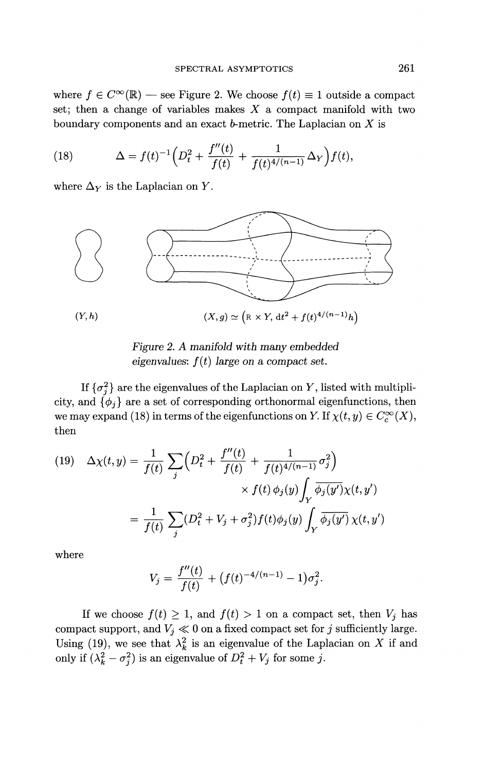where $f \in C^\infty(\mathbb{R})$ — see Figure 2. We choose $f(t) \equiv 1$ outside a compact set; then a change of variables makes $X$ a compact manifold with two boundary components and an exact $b$-metric. The Laplacian on $X$ is

$$\Delta = f(t)^{-1}\Big(D_t^2 + \frac{f''(t)}{f(t)} + \frac{1}{f(t)^{4/(n-1)}}\Delta_Y\Big)f(t), \tag{18}$$

where $\Delta_Y$ is the Laplacian on $Y$.

$(Y, h)$ $\qquad\qquad (X, g) \simeq \left(\mathbb{R} \times Y,\, dt^2 + f(t)^{4/(n-1)}h\right)$

*Figure 2. A manifold with many embedded eigenvalues: $f(t)$ large on a compact set.*

If $\{\sigma_j^2\}$ are the eigenvalues of the Laplacian on $Y$, listed with multiplicity, and $\{\phi_j\}$ are a set of corresponding orthonormal eigenfunctions, then we may expand (18) in terms of the eigenfunctions on $Y$. If $\chi(t, y) \in C_c^\infty(X)$, then

$$\begin{aligned} \Delta\chi(t,y) &= \frac{1}{f(t)} \sum_j \Big(D_t^2 + \frac{f''(t)}{f(t)} + \frac{1}{f(t)^{4/(n-1)}}\sigma_j^2\Big) \\ &\qquad\qquad \times f(t)\,\phi_j(y) \int_Y \overline{\phi_j(y')}\chi(t,y') \\ &= \frac{1}{f(t)} \sum_j (D_t^2 + V_j + \sigma_j^2) f(t) \phi_j(y) \int_Y \overline{\phi_j(y')}\,\chi(t,y') \end{aligned} \tag{19}$$

where

$$V_j = \frac{f''(t)}{f(t)} + \big(f(t)^{-4/(n-1)} - 1\big)\sigma_j^2.$$

If we choose $f(t) \geq 1$, and $f(t) > 1$ on a compact set, then $V_j$ has compact support, and $V_j \ll 0$ on a fixed compact set for $j$ sufficiently large. Using (19), we see that $\lambda_k^2$ is an eigenvalue of the Laplacian on $X$ if and only if $(\lambda_k^2 - \sigma_j^2)$ is an eigenvalue of $D_t^2 + V_j$ for some $j$.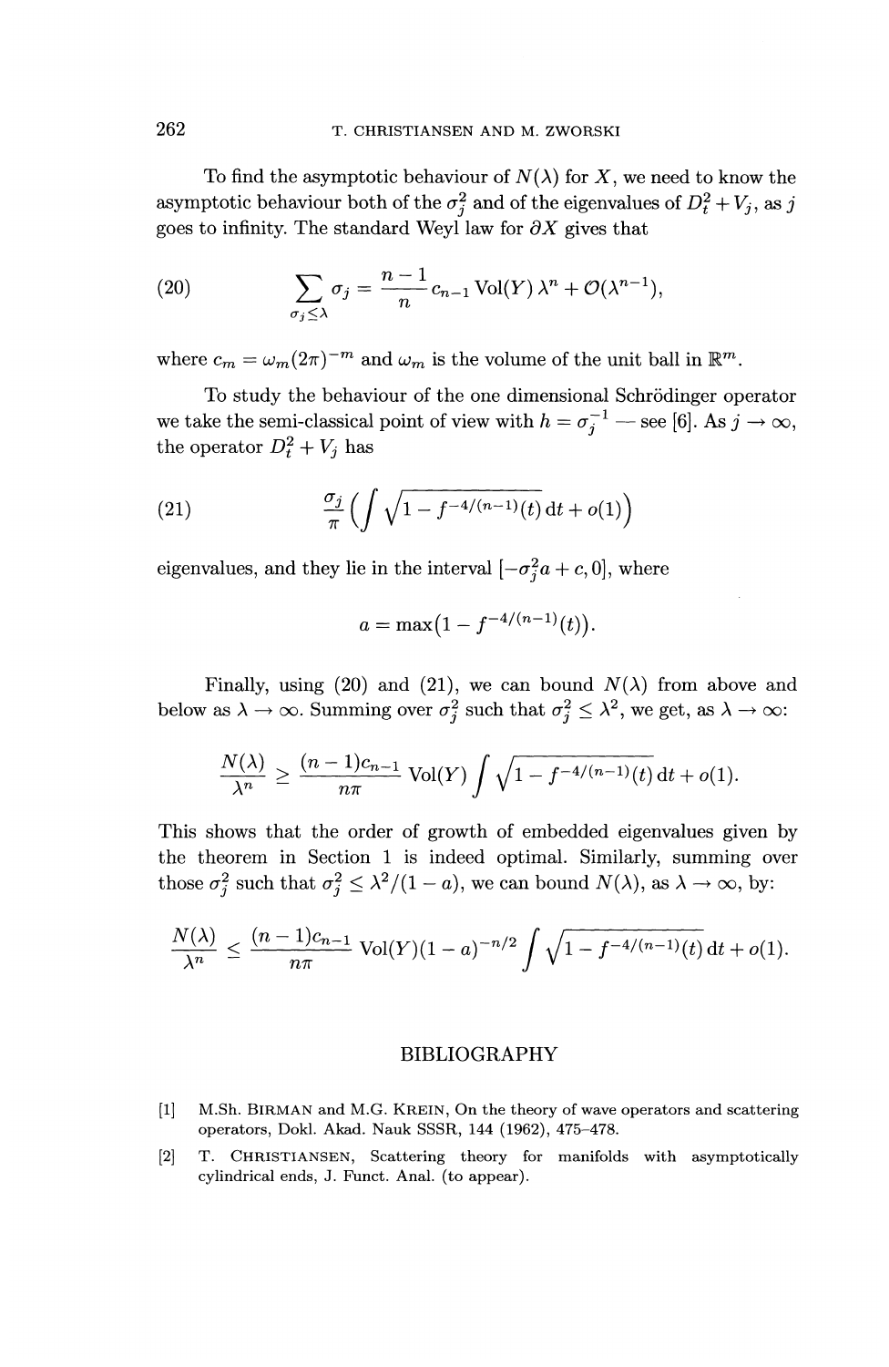To find the asymptotic behaviour of $N(\lambda)$ for $X$, we need to know the asymptotic behaviour both of the $\sigma_j^2$ and of the eigenvalues of $D_t^2 + V_j$, as $j$ goes to infinity. The standard Weyl law for $\partial X$ gives that

$$\sum_{\sigma_j \leq \lambda} \sigma_j = \frac{n-1}{n} c_{n-1} \operatorname{Vol}(Y)\, \lambda^n + \mathcal{O}(\lambda^{n-1}), \tag{20}$$

where $c_m = \omega_m (2\pi)^{-m}$ and $\omega_m$ is the volume of the unit ball in $\mathbb{R}^m$.

To study the behaviour of the one dimensional Schrödinger operator we take the semi-classical point of view with $h = \sigma_j^{-1}$ — see [6]. As $j \to \infty$, the operator $D_t^2 + V_j$ has

$$\frac{\sigma_j}{\pi} \Big( \int \sqrt{1 - f^{-4/(n-1)}(t)}\, dt + o(1) \Big) \tag{21}$$

eigenvalues, and they lie in the interval $[-\sigma_j^2 a + c, 0]$, where

$$a = \max\big(1 - f^{-4/(n-1)}(t)\big).$$

Finally, using (20) and (21), we can bound $N(\lambda)$ from above and below as $\lambda \to \infty$. Summing over $\sigma_j^2$ such that $\sigma_j^2 \leq \lambda^2$, we get, as $\lambda \to \infty$:

$$\frac{N(\lambda)}{\lambda^n} \geq \frac{(n-1)c_{n-1}}{n\pi} \operatorname{Vol}(Y) \int \sqrt{1 - f^{-4/(n-1)}(t)}\, dt + o(1).$$

This shows that the order of growth of embedded eigenvalues given by the theorem in Section 1 is indeed optimal. Similarly, summing over those $\sigma_j^2$ such that $\sigma_j^2 \leq \lambda^2/(1-a)$, we can bound $N(\lambda)$, as $\lambda \to \infty$, by:

$$\frac{N(\lambda)}{\lambda^n} \leq \frac{(n-1)c_{n-1}}{n\pi} \operatorname{Vol}(Y)(1-a)^{-n/2} \int \sqrt{1 - f^{-4/(n-1)}(t)}\, dt + o(1).$$

## BIBLIOGRAPHY

[1] M.Sh. BIRMAN and M.G. KREIN, On the theory of wave operators and scattering operators, Dokl. Akad. Nauk SSSR, 144 (1962), 475–478.

[2] T. CHRISTIANSEN, Scattering theory for manifolds with asymptotically cylindrical ends, J. Funct. Anal. (to appear).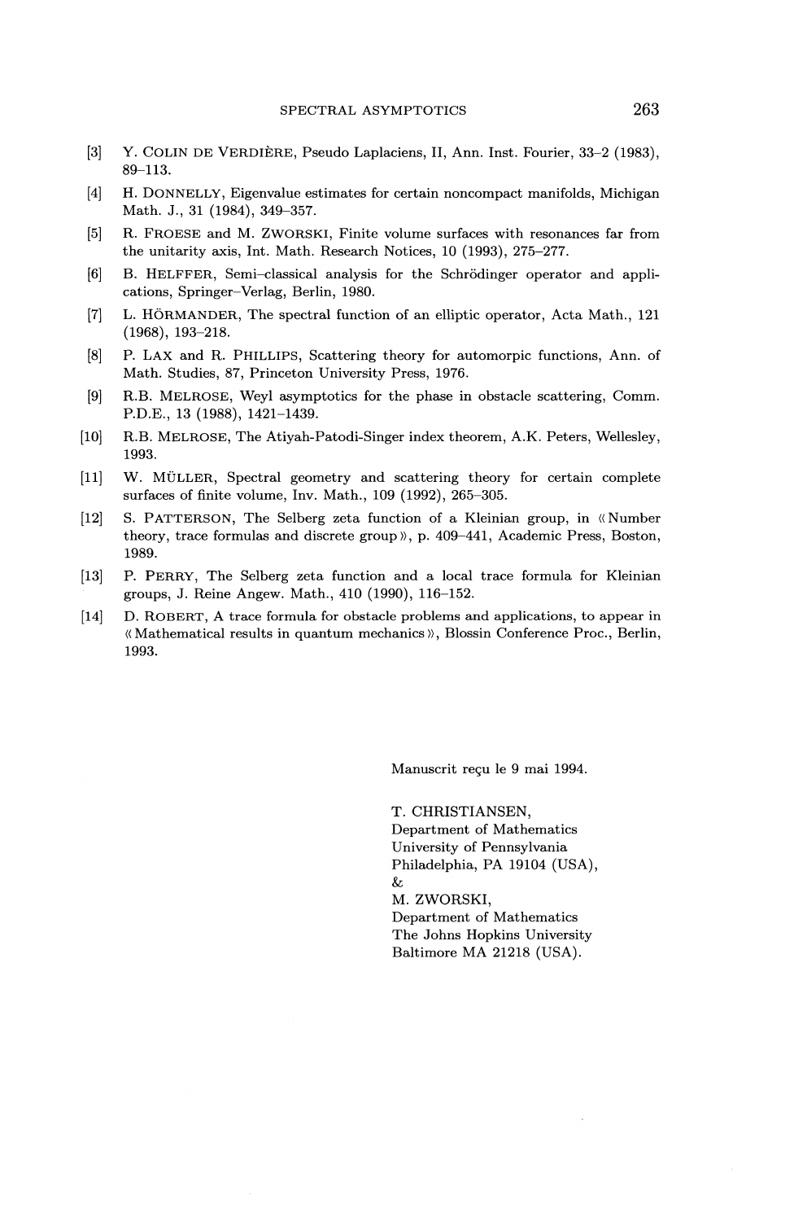[3] Y. COLIN DE VERDIÈRE, Pseudo Laplaciens, II, Ann. Inst. Fourier, 33–2 (1983), 89–113.

[4] H. DONNELLY, Eigenvalue estimates for certain noncompact manifolds, Michigan Math. J., 31 (1984), 349–357.

[5] R. FROESE and M. ZWORSKI, Finite volume surfaces with resonances far from the unitarity axis, Int. Math. Research Notices, 10 (1993), 275–277.

[6] B. HELFFER, Semi–classical analysis for the Schrödinger operator and applications, Springer–Verlag, Berlin, 1980.

[7] L. HÖRMANDER, The spectral function of an elliptic operator, Acta Math., 121 (1968), 193–218.

[8] P. LAX and R. PHILLIPS, Scattering theory for automorpic functions, Ann. of Math. Studies, 87, Princeton University Press, 1976.

[9] R.B. MELROSE, Weyl asymptotics for the phase in obstacle scattering, Comm. P.D.E., 13 (1988), 1421–1439.

[10] R.B. MELROSE, The Atiyah-Patodi-Singer index theorem, A.K. Peters, Wellesley, 1993.

[11] W. MÜLLER, Spectral geometry and scattering theory for certain complete surfaces of finite volume, Inv. Math., 109 (1992), 265–305.

[12] S. PATTERSON, The Selberg zeta function of a Kleinian group, in «Number theory, trace formulas and discrete group», p. 409–441, Academic Press, Boston, 1989.

[13] P. PERRY, The Selberg zeta function and a local trace formula for Kleinian groups, J. Reine Angew. Math., 410 (1990), 116–152.

[14] D. ROBERT, A trace formula for obstacle problems and applications, to appear in «Mathematical results in quantum mechanics», Blossin Conference Proc., Berlin, 1993.

Manuscrit reçu le 9 mai 1994.

T. CHRISTIANSEN,
Department of Mathematics
University of Pennsylvania
Philadelphia, PA 19104 (USA),
&
M. ZWORSKI,
Department of Mathematics
The Johns Hopkins University
Baltimore MA 21218 (USA).